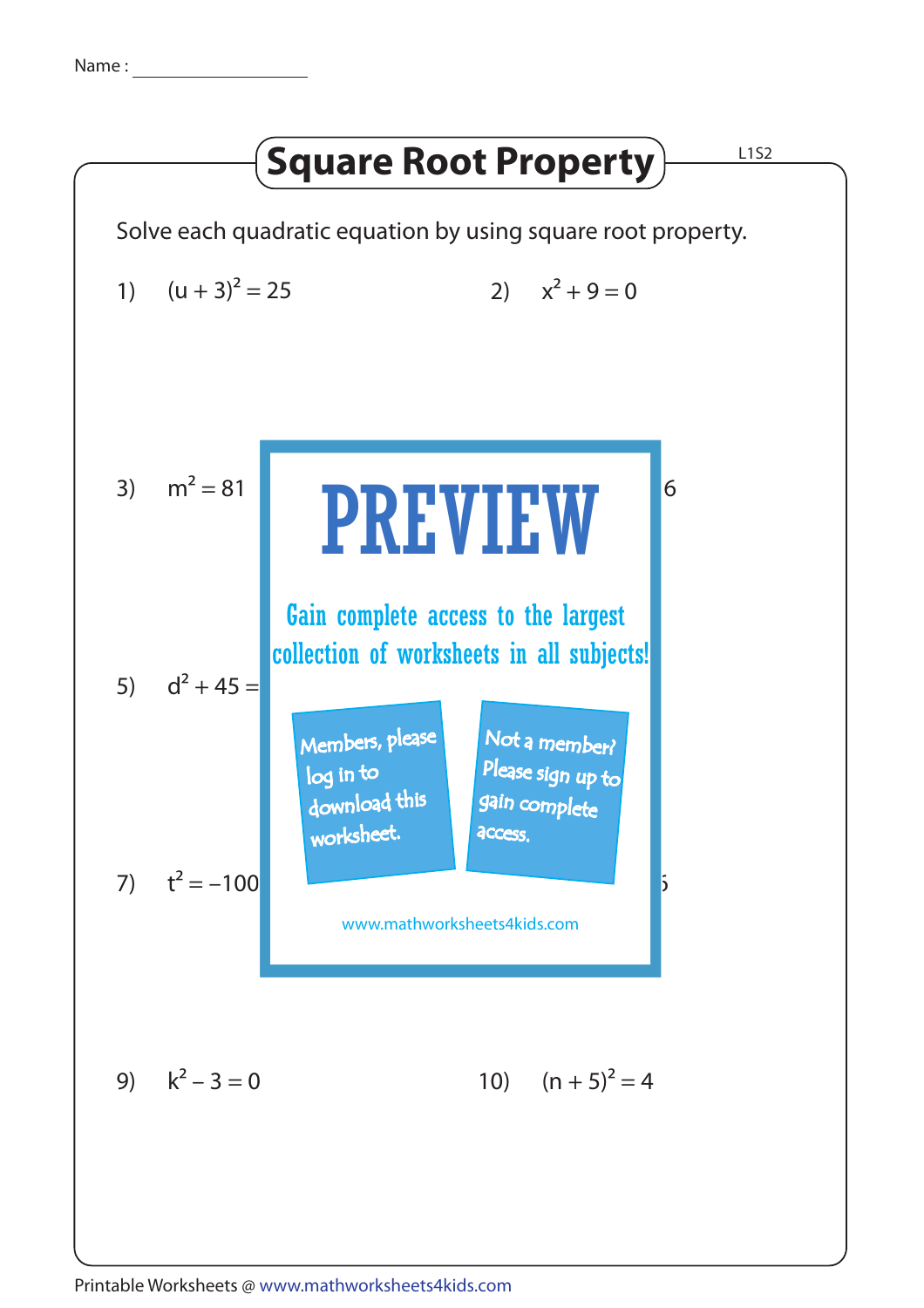Name : ____________

# Square Root Property

L1S2

Solve each quadratic equation by using square root property.

1) $(u + 3)^2 = 25$

2) $x^2 + 9 = 0$

3) $m^2 = 81$

6

5) $d^2 + 45 =$

7) $t^2 = -100$

5

**PREVIEW**

Gain complete access to the largest collection of worksheets in all subjects!

Members, please log in to download this worksheet.

Not a member? Please sign up to gain complete access.

www.mathworksheets4kids.com

9) $k^2 - 3 = 0$

10) $(n + 5)^2 = 4$

Printable Worksheets @ www.mathworksheets4kids.com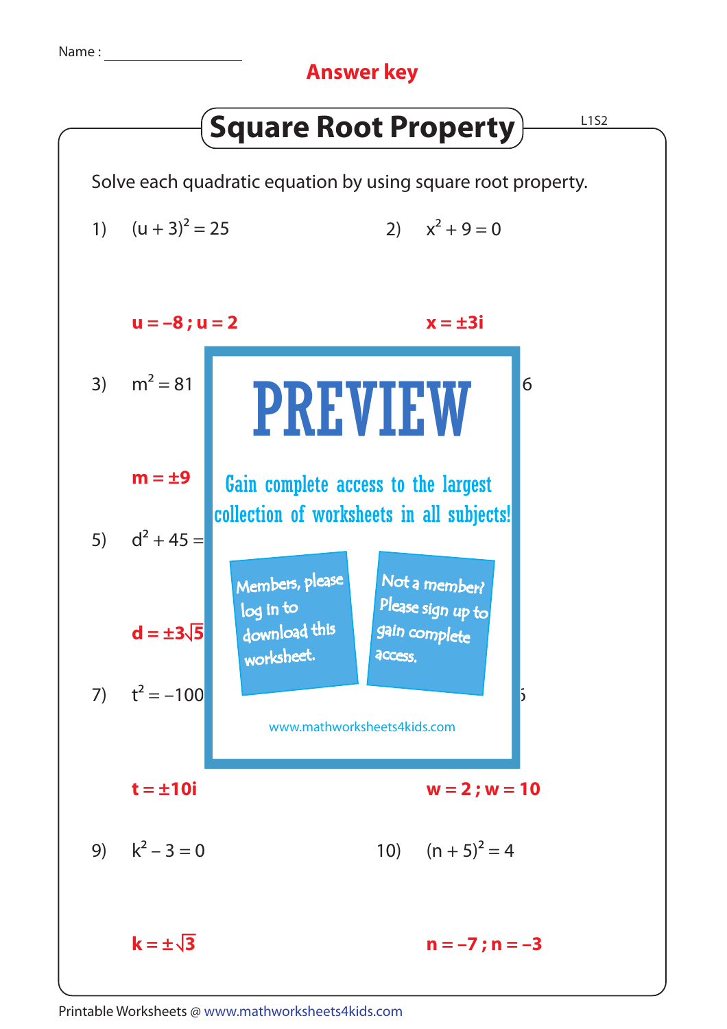Name : ____________

**Answer key**

# Square Root Property

L1S2

Solve each quadratic equation by using square root property.

1) $(u + 3)^2 = 25$

**$u = -8$ ; $u = 2$**

2) $x^2 + 9 = 0$

**$x = \pm 3i$**

3) $m^2 = 81$

**$m = \pm 9$**

6

5) $d^2 + 45 =$

**$d = \pm 3\sqrt{5}$**

7) $t^2 = -100$

**$t = \pm 10i$**

**$w = 2$ ; $w = 10$**

9) $k^2 - 3 = 0$

**$k = \pm\sqrt{3}$**

10) $(n + 5)^2 = 4$

**$n = -7$ ; $n = -3$**

PREVIEW

Gain complete access to the largest collection of worksheets in all subjects!

Members, please log in to download this worksheet.

Not a member? Please sign up to gain complete access.

www.mathworksheets4kids.com

Printable Worksheets @ www.mathworksheets4kids.com